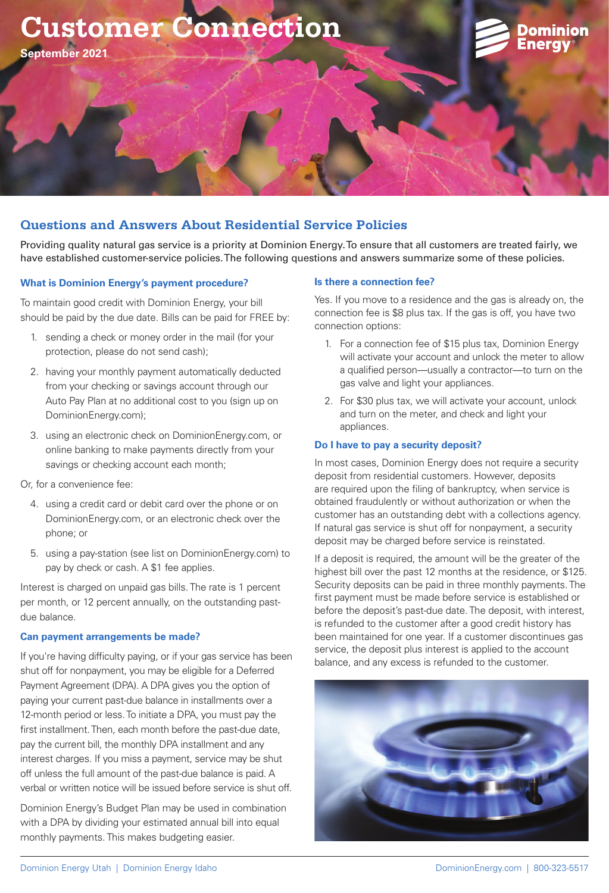# Customer Connection

**September 2021**

Dominion Energy

## Questions and Answers About Residential Service Policies

Providing quality natural gas service is a priority at Dominion Energy. To ensure that all customers are treated fairly, we have established customer-service policies. The following questions and answers summarize some of these policies.

### What is Dominion Energy's payment procedure?

To maintain good credit with Dominion Energy, your bill should be paid by the due date. Bills can be paid for FREE by:

1. sending a check or money order in the mail (for your protection, please do not send cash);
2. having your monthly payment automatically deducted from your checking or savings account through our Auto Pay Plan at no additional cost to you (sign up on DominionEnergy.com);
3. using an electronic check on DominionEnergy.com, or online banking to make payments directly from your savings or checking account each month;

Or, for a convenience fee:

4. using a credit card or debit card over the phone or on DominionEnergy.com, or an electronic check over the phone; or
5. using a pay-station (see list on DominionEnergy.com) to pay by check or cash. A $1 fee applies.

Interest is charged on unpaid gas bills. The rate is 1 percent per month, or 12 percent annually, on the outstanding past-due balance.

### Can payment arrangements be made?

If you're having difficulty paying, or if your gas service has been shut off for nonpayment, you may be eligible for a Deferred Payment Agreement (DPA). A DPA gives you the option of paying your current past-due balance in installments over a 12-month period or less. To initiate a DPA, you must pay the first installment. Then, each month before the past-due date, pay the current bill, the monthly DPA installment and any interest charges. If you miss a payment, service may be shut off unless the full amount of the past-due balance is paid. A verbal or written notice will be issued before service is shut off.

Dominion Energy's Budget Plan may be used in combination with a DPA by dividing your estimated annual bill into equal monthly payments. This makes budgeting easier.

### Is there a connection fee?

Yes. If you move to a residence and the gas is already on, the connection fee is $8 plus tax. If the gas is off, you have two connection options:

1. For a connection fee of $15 plus tax, Dominion Energy will activate your account and unlock the meter to allow a qualified person—usually a contractor—to turn on the gas valve and light your appliances.
2. For $30 plus tax, we will activate your account, unlock and turn on the meter, and check and light your appliances.

### Do I have to pay a security deposit?

In most cases, Dominion Energy does not require a security deposit from residential customers. However, deposits are required upon the filing of bankruptcy, when service is obtained fraudulently or without authorization or when the customer has an outstanding debt with a collections agency. If natural gas service is shut off for nonpayment, a security deposit may be charged before service is reinstated.

If a deposit is required, the amount will be the greater of the highest bill over the past 12 months at the residence, or $125. Security deposits can be paid in three monthly payments. The first payment must be made before service is established or before the deposit's past-due date. The deposit, with interest, is refunded to the customer after a good credit history has been maintained for one year. If a customer discontinues gas service, the deposit plus interest is applied to the account balance, and any excess is refunded to the customer.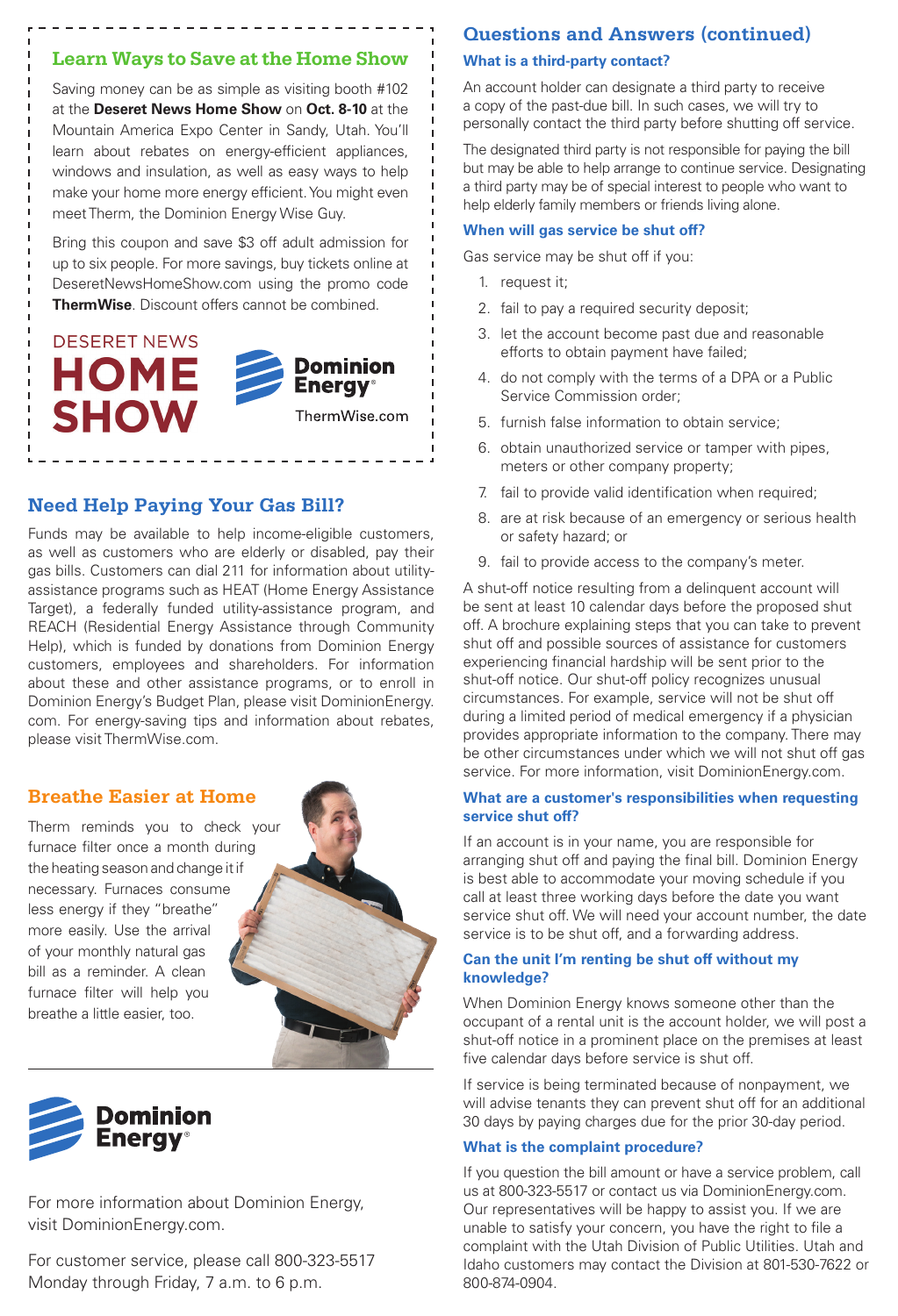## Learn Ways to Save at the Home Show

Saving money can be as simple as visiting booth #102 at the **Deseret News Home Show** on **Oct. 8-10** at the Mountain America Expo Center in Sandy, Utah. You'll learn about rebates on energy-efficient appliances, windows and insulation, as well as easy ways to help make your home more energy efficient. You might even meet Therm, the Dominion Energy Wise Guy.

Bring this coupon and save $3 off adult admission for up to six people. For more savings, buy tickets online at DeseretNewsHomeShow.com using the promo code **ThermWise**. Discount offers cannot be combined.

DESERET NEWS HOME SHOW

Dominion Energy®

ThermWise.com

## Need Help Paying Your Gas Bill?

Funds may be available to help income-eligible customers, as well as customers who are elderly or disabled, pay their gas bills. Customers can dial 211 for information about utility-assistance programs such as HEAT (Home Energy Assistance Target), a federally funded utility-assistance program, and REACH (Residential Energy Assistance through Community Help), which is funded by donations from Dominion Energy customers, employees and shareholders. For information about these and other assistance programs, or to enroll in Dominion Energy's Budget Plan, please visit DominionEnergy.com. For energy-saving tips and information about rebates, please visit ThermWise.com.

## Breathe Easier at Home

Therm reminds you to check your furnace filter once a month during the heating season and change it if necessary. Furnaces consume less energy if they "breathe" more easily. Use the arrival of your monthly natural gas bill as a reminder. A clean furnace filter will help you breathe a little easier, too.

Dominion Energy®

For more information about Dominion Energy, visit DominionEnergy.com.

For customer service, please call 800-323-5517 Monday through Friday, 7 a.m. to 6 p.m.

## Questions and Answers (continued)

### What is a third-party contact?

An account holder can designate a third party to receive a copy of the past-due bill. In such cases, we will try to personally contact the third party before shutting off service.

The designated third party is not responsible for paying the bill but may be able to help arrange to continue service. Designating a third party may be of special interest to people who want to help elderly family members or friends living alone.

### When will gas service be shut off?

Gas service may be shut off if you:

1. request it;
2. fail to pay a required security deposit;
3. let the account become past due and reasonable efforts to obtain payment have failed;
4. do not comply with the terms of a DPA or a Public Service Commission order;
5. furnish false information to obtain service;
6. obtain unauthorized service or tamper with pipes, meters or other company property;
7. fail to provide valid identification when required;
8. are at risk because of an emergency or serious health or safety hazard; or
9. fail to provide access to the company's meter.

A shut-off notice resulting from a delinquent account will be sent at least 10 calendar days before the proposed shut off. A brochure explaining steps that you can take to prevent shut off and possible sources of assistance for customers experiencing financial hardship will be sent prior to the shut-off notice. Our shut-off policy recognizes unusual circumstances. For example, service will not be shut off during a limited period of medical emergency if a physician provides appropriate information to the company. There may be other circumstances under which we will not shut off gas service. For more information, visit DominionEnergy.com.

### What are a customer's responsibilities when requesting service shut off?

If an account is in your name, you are responsible for arranging shut off and paying the final bill. Dominion Energy is best able to accommodate your moving schedule if you call at least three working days before the date you want service shut off. We will need your account number, the date service is to be shut off, and a forwarding address.

### Can the unit I'm renting be shut off without my knowledge?

When Dominion Energy knows someone other than the occupant of a rental unit is the account holder, we will post a shut-off notice in a prominent place on the premises at least five calendar days before service is shut off.

If service is being terminated because of nonpayment, we will advise tenants they can prevent shut off for an additional 30 days by paying charges due for the prior 30-day period.

### What is the complaint procedure?

If you question the bill amount or have a service problem, call us at 800-323-5517 or contact us via DominionEnergy.com. Our representatives will be happy to assist you. If we are unable to satisfy your concern, you have the right to file a complaint with the Utah Division of Public Utilities. Utah and Idaho customers may contact the Division at 801-530-7622 or 800-874-0904.